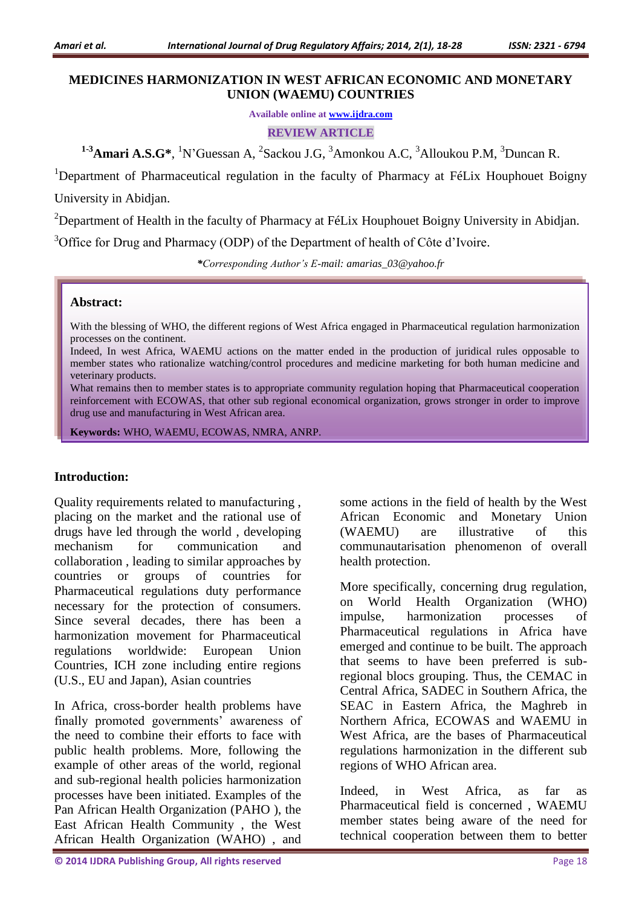# MEDICINES HARMONIZATION IN WEST AFRICAN ECONOMIC AND MONETARY UNION (WAEMU) COUNTRIES

Available online at www.ijdra.com

REVIEW ARTICLE

[1-3]**Amari A.S.G***, [1]N'Guessan A, [2]Sackou J.G, [3]Amonkou A.C, [3]Alloukou P.M, [3]Duncan R.

[1]Department of Pharmaceutical regulation in the faculty of Pharmacy at FéLix Houphouet Boigny University in Abidjan.

[2]Department of Health in the faculty of Pharmacy at FéLix Houphouet Boigny University in Abidjan.

[3]Office for Drug and Pharmacy (ODP) of the Department of health of Côte d'Ivoire.

***Corresponding Author's E-mail:** *amarias_03@yahoo.fr*

## Abstract:

With the blessing of WHO, the different regions of West Africa engaged in Pharmaceutical regulation harmonization processes on the continent.

Indeed, In west Africa, WAEMU actions on the matter ended in the production of juridical rules opposable to member states who rationalize watching/control procedures and medicine marketing for both human medicine and veterinary products.

What remains then to member states is to appropriate community regulation hoping that Pharmaceutical cooperation reinforcement with ECOWAS, that other sub regional economical organization, grows stronger in order to improve drug use and manufacturing in West African area.

**Keywords:** WHO, WAEMU, ECOWAS, NMRA, ANRP.

## Introduction:

Quality requirements related to manufacturing , placing on the market and the rational use of drugs have led through the world , developing mechanism for communication and collaboration , leading to similar approaches by countries or groups of countries for Pharmaceutical regulations duty performance necessary for the protection of consumers. Since several decades, there has been a harmonization movement for Pharmaceutical regulations worldwide: European Union Countries, ICH zone including entire regions (U.S., EU and Japan), Asian countries

In Africa, cross-border health problems have finally promoted governments' awareness of the need to combine their efforts to face with public health problems. More, following the example of other areas of the world, regional and sub-regional health policies harmonization processes have been initiated. Examples of the Pan African Health Organization (PAHO ), the East African Health Community , the West African Health Organization (WAHO) , and some actions in the field of health by the West African Economic and Monetary Union (WAEMU) are illustrative of this communautarisation phenomenon of overall health protection.

More specifically, concerning drug regulation, on World Health Organization (WHO) impulse, harmonization processes of Pharmaceutical regulations in Africa have emerged and continue to be built. The approach that seems to have been preferred is sub-regional blocs grouping. Thus, the CEMAC in Central Africa, SADEC in Southern Africa, the SEAC in Eastern Africa, the Maghreb in Northern Africa, ECOWAS and WAEMU in West Africa, are the bases of Pharmaceutical regulations harmonization in the different sub regions of WHO African area.

Indeed, in West Africa, as far as Pharmaceutical field is concerned , WAEMU member states being aware of the need for technical cooperation between them to better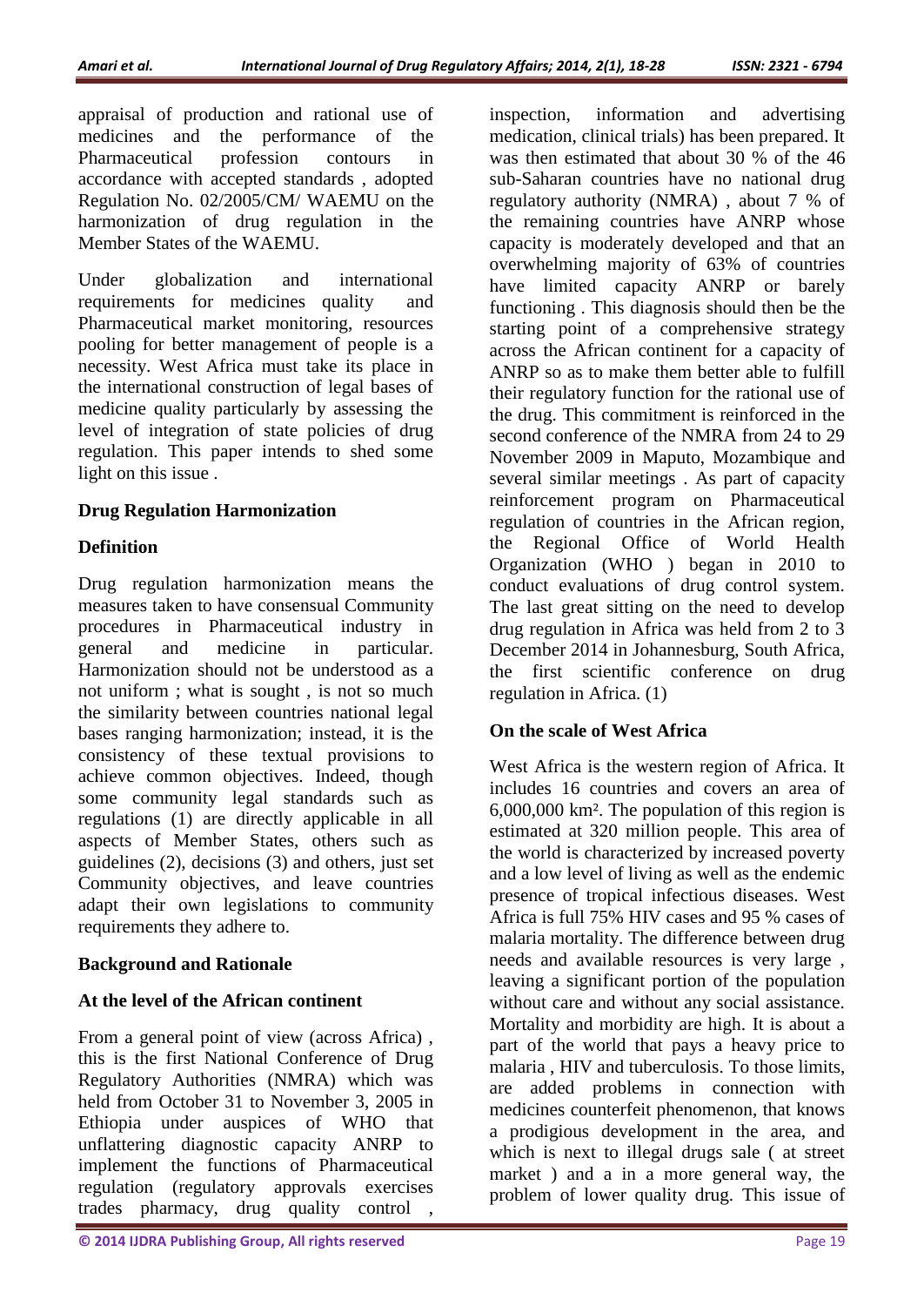appraisal of production and rational use of medicines and the performance of the Pharmaceutical profession contours in accordance with accepted standards , adopted Regulation No. 02/2005/CM/ WAEMU on the harmonization of drug regulation in the Member States of the WAEMU.

Under globalization and international requirements for medicines quality and Pharmaceutical market monitoring, resources pooling for better management of people is a necessity. West Africa must take its place in the international construction of legal bases of medicine quality particularly by assessing the level of integration of state policies of drug regulation. This paper intends to shed some light on this issue .

## Drug Regulation Harmonization

### Definition

Drug regulation harmonization means the measures taken to have consensual Community procedures in Pharmaceutical industry in general and medicine in particular. Harmonization should not be understood as a not uniform ; what is sought , is not so much the similarity between countries national legal bases ranging harmonization; instead, it is the consistency of these textual provisions to achieve common objectives. Indeed, though some community legal standards such as regulations (1) are directly applicable in all aspects of Member States, others such as guidelines (2), decisions (3) and others, just set Community objectives, and leave countries adapt their own legislations to community requirements they adhere to.

### Background and Rationale

#### At the level of the African continent

From a general point of view (across Africa) , this is the first National Conference of Drug Regulatory Authorities (NMRA) which was held from October 31 to November 3, 2005 in Ethiopia under auspices of WHO that unflattering diagnostic capacity ANRP to implement the functions of Pharmaceutical regulation (regulatory approvals exercises trades pharmacy, drug quality control , inspection, information and advertising medication, clinical trials) has been prepared. It was then estimated that about 30 % of the 46 sub-Saharan countries have no national drug regulatory authority (NMRA) , about 7 % of the remaining countries have ANRP whose capacity is moderately developed and that an overwhelming majority of 63% of countries have limited capacity ANRP or barely functioning . This diagnosis should then be the starting point of a comprehensive strategy across the African continent for a capacity of ANRP so as to make them better able to fulfill their regulatory function for the rational use of the drug. This commitment is reinforced in the second conference of the NMRA from 24 to 29 November 2009 in Maputo, Mozambique and several similar meetings . As part of capacity reinforcement program on Pharmaceutical regulation of countries in the African region, the Regional Office of World Health Organization (WHO ) began in 2010 to conduct evaluations of drug control system. The last great sitting on the need to develop drug regulation in Africa was held from 2 to 3 December 2014 in Johannesburg, South Africa, the first scientific conference on drug regulation in Africa. (1)

#### On the scale of West Africa

West Africa is the western region of Africa. It includes 16 countries and covers an area of 6,000,000 km². The population of this region is estimated at 320 million people. This area of the world is characterized by increased poverty and a low level of living as well as the endemic presence of tropical infectious diseases. West Africa is full 75% HIV cases and 95 % cases of malaria mortality. The difference between drug needs and available resources is very large , leaving a significant portion of the population without care and without any social assistance. Mortality and morbidity are high. It is about a part of the world that pays a heavy price to malaria , HIV and tuberculosis. To those limits, are added problems in connection with medicines counterfeit phenomenon, that knows a prodigious development in the area, and which is next to illegal drugs sale ( at street market ) and a in a more general way, the problem of lower quality drug. This issue of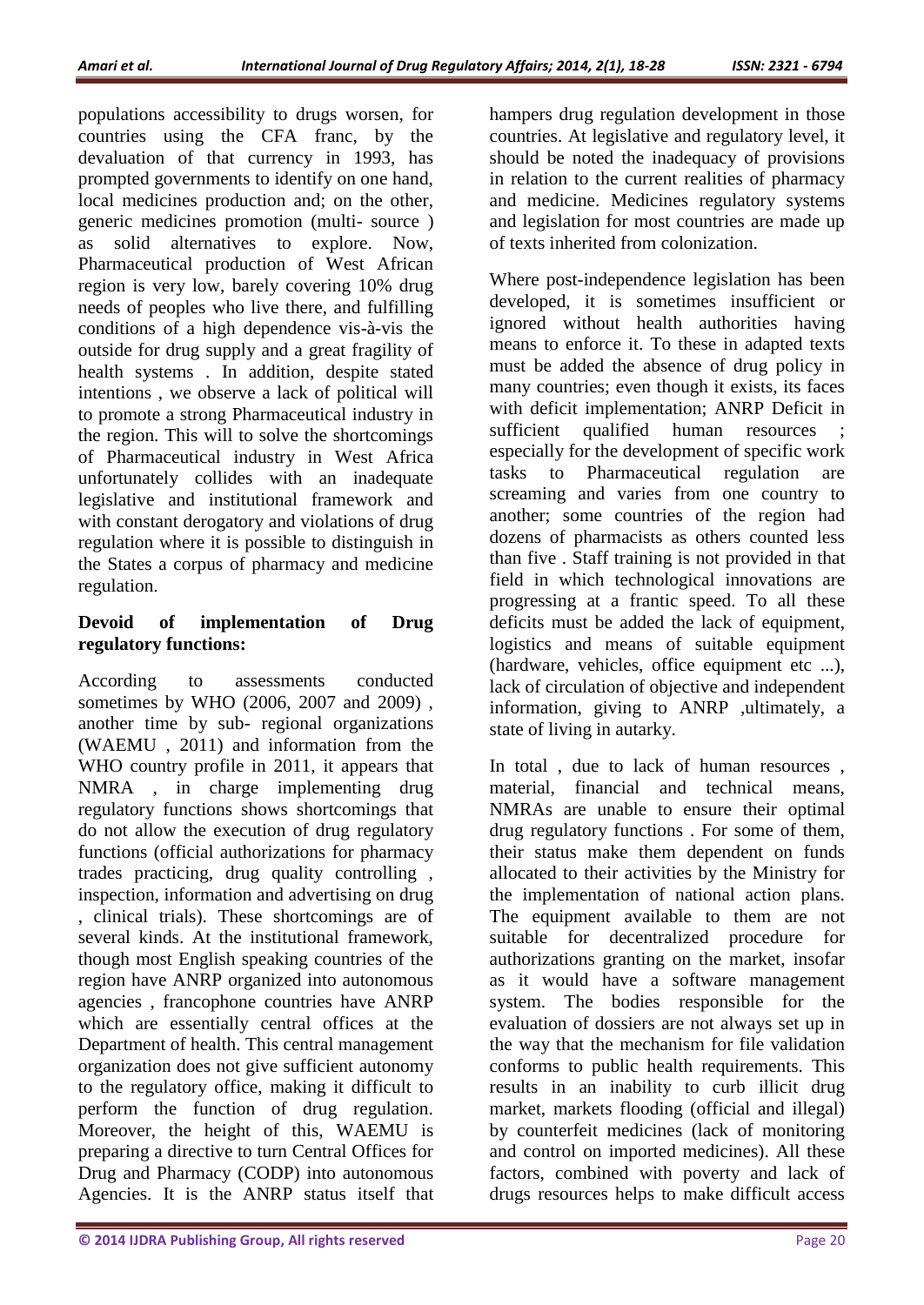populations accessibility to drugs worsen, for countries using the CFA franc, by the devaluation of that currency in 1993, has prompted governments to identify on one hand, local medicines production and; on the other, generic medicines promotion (multi- source ) as solid alternatives to explore. Now, Pharmaceutical production of West African region is very low, barely covering 10% drug needs of peoples who live there, and fulfilling conditions of a high dependence vis-à-vis the outside for drug supply and a great fragility of health systems . In addition, despite stated intentions , we observe a lack of political will to promote a strong Pharmaceutical industry in the region. This will to solve the shortcomings of Pharmaceutical industry in West Africa unfortunately collides with an inadequate legislative and institutional framework and with constant derogatory and violations of drug regulation where it is possible to distinguish in the States a corpus of pharmacy and medicine regulation.

**Devoid of implementation of Drug regulatory functions:**

According to assessments conducted sometimes by WHO (2006, 2007 and 2009) , another time by sub- regional organizations (WAEMU , 2011) and information from the WHO country profile in 2011, it appears that NMRA , in charge implementing drug regulatory functions shows shortcomings that do not allow the execution of drug regulatory functions (official authorizations for pharmacy trades practicing, drug quality controlling , inspection, information and advertising on drug , clinical trials). These shortcomings are of several kinds. At the institutional framework, though most English speaking countries of the region have ANRP organized into autonomous agencies , francophone countries have ANRP which are essentially central offices at the Department of health. This central management organization does not give sufficient autonomy to the regulatory office, making it difficult to perform the function of drug regulation. Moreover, the height of this, WAEMU is preparing a directive to turn Central Offices for Drug and Pharmacy (CODP) into autonomous Agencies. It is the ANRP status itself that hampers drug regulation development in those countries. At legislative and regulatory level, it should be noted the inadequacy of provisions in relation to the current realities of pharmacy and medicine. Medicines regulatory systems and legislation for most countries are made up of texts inherited from colonization.

Where post-independence legislation has been developed, it is sometimes insufficient or ignored without health authorities having means to enforce it. To these in adapted texts must be added the absence of drug policy in many countries; even though it exists, its faces with deficit implementation; ANRP Deficit in sufficient qualified human resources ; especially for the development of specific work tasks to Pharmaceutical regulation are screaming and varies from one country to another; some countries of the region had dozens of pharmacists as others counted less than five . Staff training is not provided in that field in which technological innovations are progressing at a frantic speed. To all these deficits must be added the lack of equipment, logistics and means of suitable equipment (hardware, vehicles, office equipment etc ...), lack of circulation of objective and independent information, giving to ANRP ,ultimately, a state of living in autarky.

In total , due to lack of human resources , material, financial and technical means, NMRAs are unable to ensure their optimal drug regulatory functions . For some of them, their status make them dependent on funds allocated to their activities by the Ministry for the implementation of national action plans. The equipment available to them are not suitable for decentralized procedure for authorizations granting on the market, insofar as it would have a software management system. The bodies responsible for the evaluation of dossiers are not always set up in the way that the mechanism for file validation conforms to public health requirements. This results in an inability to curb illicit drug market, markets flooding (official and illegal) by counterfeit medicines (lack of monitoring and control on imported medicines). All these factors, combined with poverty and lack of drugs resources helps to make difficult access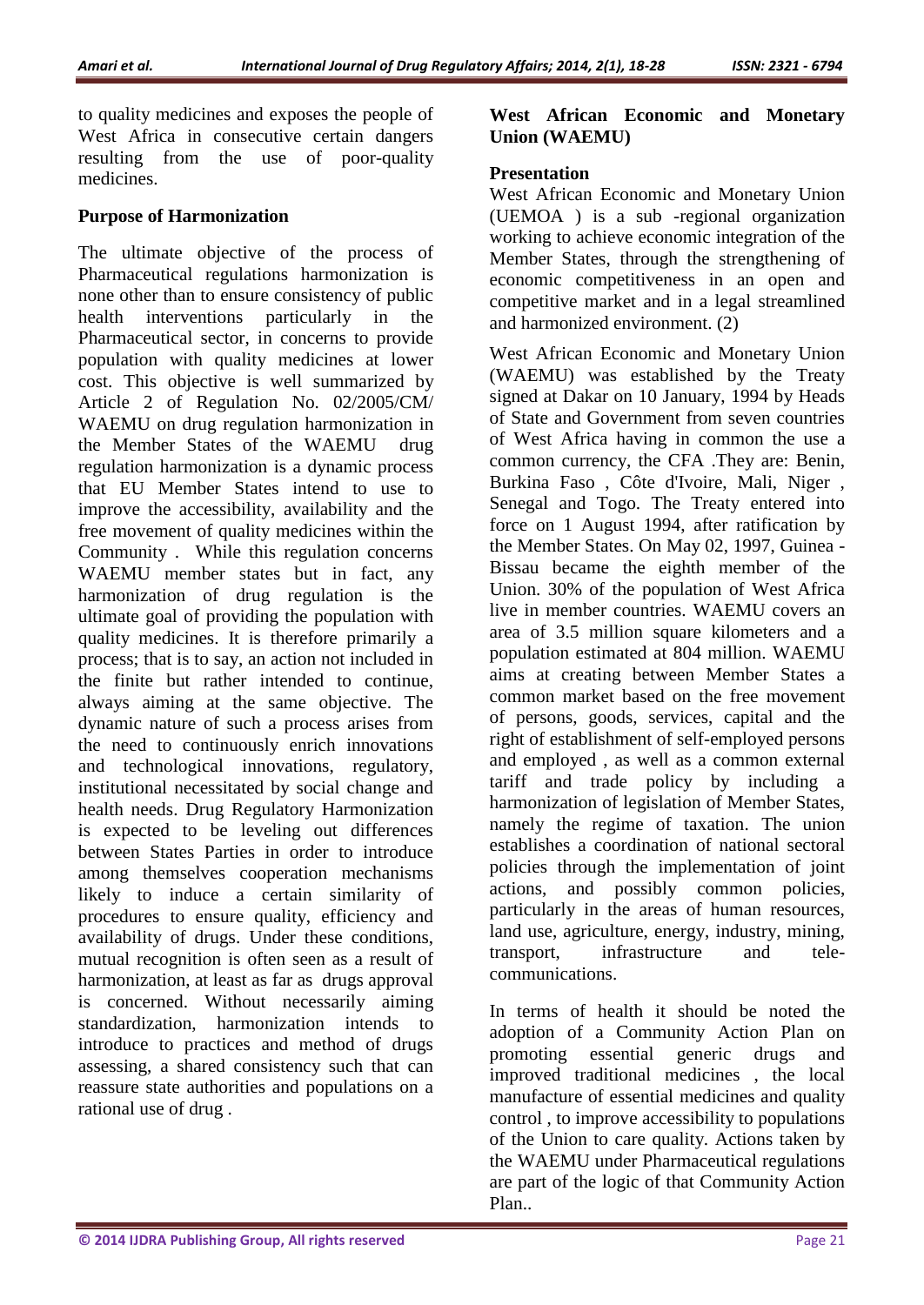to quality medicines and exposes the people of West Africa in consecutive certain dangers resulting from the use of poor-quality medicines.

### Purpose of Harmonization

The ultimate objective of the process of Pharmaceutical regulations harmonization is none other than to ensure consistency of public health interventions particularly in the Pharmaceutical sector, in concerns to provide population with quality medicines at lower cost. This objective is well summarized by Article 2 of Regulation No. 02/2005/CM/ WAEMU on drug regulation harmonization in the Member States of the WAEMU drug regulation harmonization is a dynamic process that EU Member States intend to use to improve the accessibility, availability and the free movement of quality medicines within the Community . While this regulation concerns WAEMU member states but in fact, any harmonization of drug regulation is the ultimate goal of providing the population with quality medicines. It is therefore primarily a process; that is to say, an action not included in the finite but rather intended to continue, always aiming at the same objective. The dynamic nature of such a process arises from the need to continuously enrich innovations and technological innovations, regulatory, institutional necessitated by social change and health needs. Drug Regulatory Harmonization is expected to be leveling out differences between States Parties in order to introduce among themselves cooperation mechanisms likely to induce a certain similarity of procedures to ensure quality, efficiency and availability of drugs. Under these conditions, mutual recognition is often seen as a result of harmonization, at least as far as drugs approval is concerned. Without necessarily aiming standardization, harmonization intends to introduce to practices and method of drugs assessing, a shared consistency such that can reassure state authorities and populations on a rational use of drug .

## West African Economic and Monetary Union (WAEMU)

### Presentation

West African Economic and Monetary Union (UEMOA ) is a sub -regional organization working to achieve economic integration of the Member States, through the strengthening of economic competitiveness in an open and competitive market and in a legal streamlined and harmonized environment. (2)

West African Economic and Monetary Union (WAEMU) was established by the Treaty signed at Dakar on 10 January, 1994 by Heads of State and Government from seven countries of West Africa having in common the use a common currency, the CFA .They are: Benin, Burkina Faso , Côte d'Ivoire, Mali, Niger , Senegal and Togo. The Treaty entered into force on 1 August 1994, after ratification by the Member States. On May 02, 1997, Guinea - Bissau became the eighth member of the Union. 30% of the population of West Africa live in member countries. WAEMU covers an area of 3.5 million square kilometers and a population estimated at 804 million. WAEMU aims at creating between Member States a common market based on the free movement of persons, goods, services, capital and the right of establishment of self-employed persons and employed , as well as a common external tariff and trade policy by including a harmonization of legislation of Member States, namely the regime of taxation. The union establishes a coordination of national sectoral policies through the implementation of joint actions, and possibly common policies, particularly in the areas of human resources, land use, agriculture, energy, industry, mining, transport, infrastructure and tele-communications.

In terms of health it should be noted the adoption of a Community Action Plan on promoting essential generic drugs and improved traditional medicines , the local manufacture of essential medicines and quality control , to improve accessibility to populations of the Union to care quality. Actions taken by the WAEMU under Pharmaceutical regulations are part of the logic of that Community Action Plan..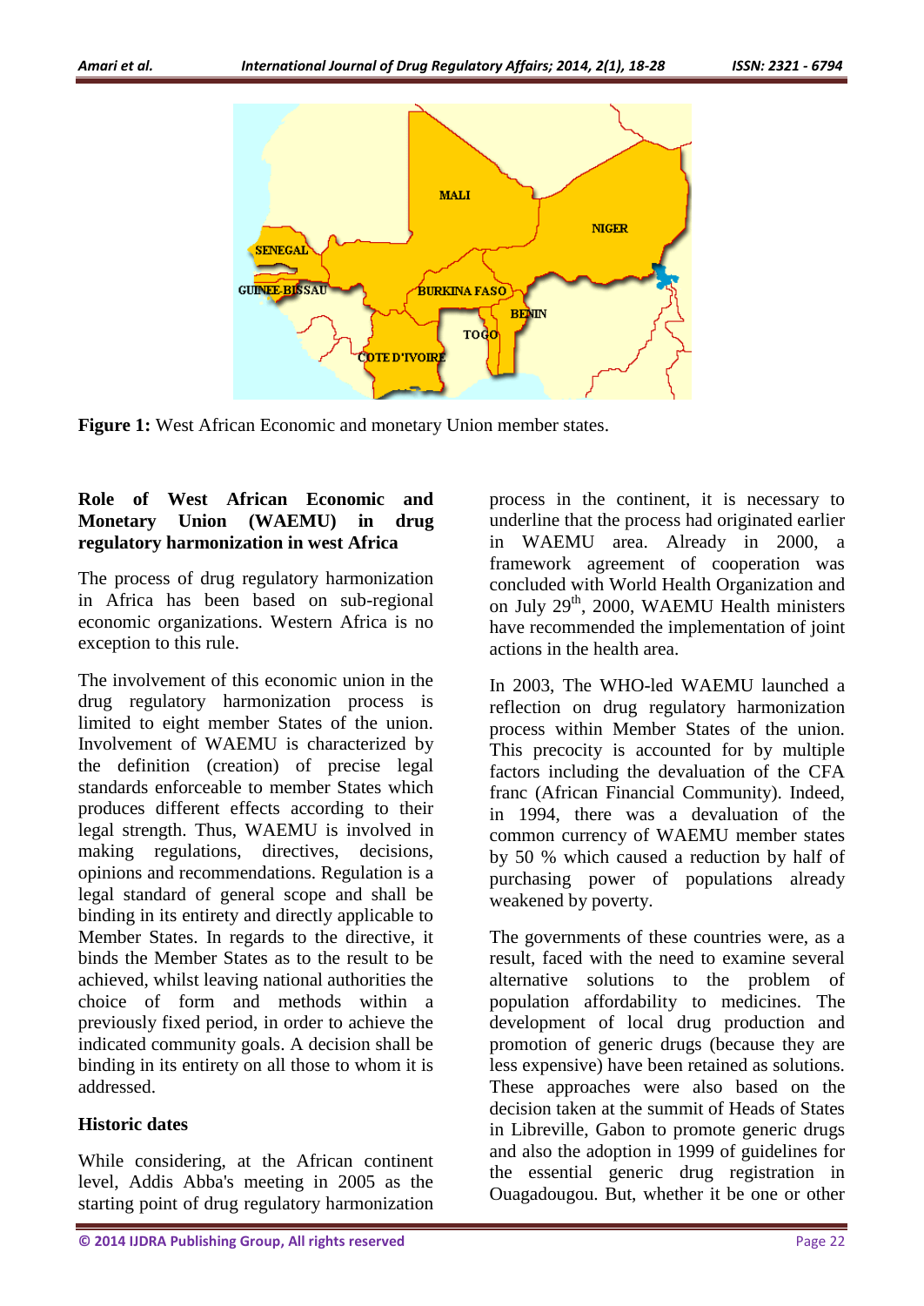**Figure 1:** West African Economic and monetary Union member states.

## Role of West African Economic and Monetary Union (WAEMU) in drug regulatory harmonization in west Africa

The process of drug regulatory harmonization in Africa has been based on sub-regional economic organizations. Western Africa is no exception to this rule.

The involvement of this economic union in the drug regulatory harmonization process is limited to eight member States of the union. Involvement of WAEMU is characterized by the definition (creation) of precise legal standards enforceable to member States which produces different effects according to their legal strength. Thus, WAEMU is involved in making regulations, directives, decisions, opinions and recommendations. Regulation is a legal standard of general scope and shall be binding in its entirety and directly applicable to Member States. In regards to the directive, it binds the Member States as to the result to be achieved, whilst leaving national authorities the choice of form and methods within a previously fixed period, in order to achieve the indicated community goals. A decision shall be binding in its entirety on all those to whom it is addressed.

### Historic dates

While considering, at the African continent level, Addis Abba's meeting in 2005 as the starting point of drug regulatory harmonization process in the continent, it is necessary to underline that the process had originated earlier in WAEMU area. Already in 2000, a framework agreement of cooperation was concluded with World Health Organization and on July 29[th], 2000, WAEMU Health ministers have recommended the implementation of joint actions in the health area.

In 2003, The WHO-led WAEMU launched a reflection on drug regulatory harmonization process within Member States of the union. This precocity is accounted for by multiple factors including the devaluation of the CFA franc (African Financial Community). Indeed, in 1994, there was a devaluation of the common currency of WAEMU member states by 50 % which caused a reduction by half of purchasing power of populations already weakened by poverty.

The governments of these countries were, as a result, faced with the need to examine several alternative solutions to the problem of population affordability to medicines. The development of local drug production and promotion of generic drugs (because they are less expensive) have been retained as solutions. These approaches were also based on the decision taken at the summit of Heads of States in Libreville, Gabon to promote generic drugs and also the adoption in 1999 of guidelines for the essential generic drug registration in Ouagadougou. But, whether it be one or other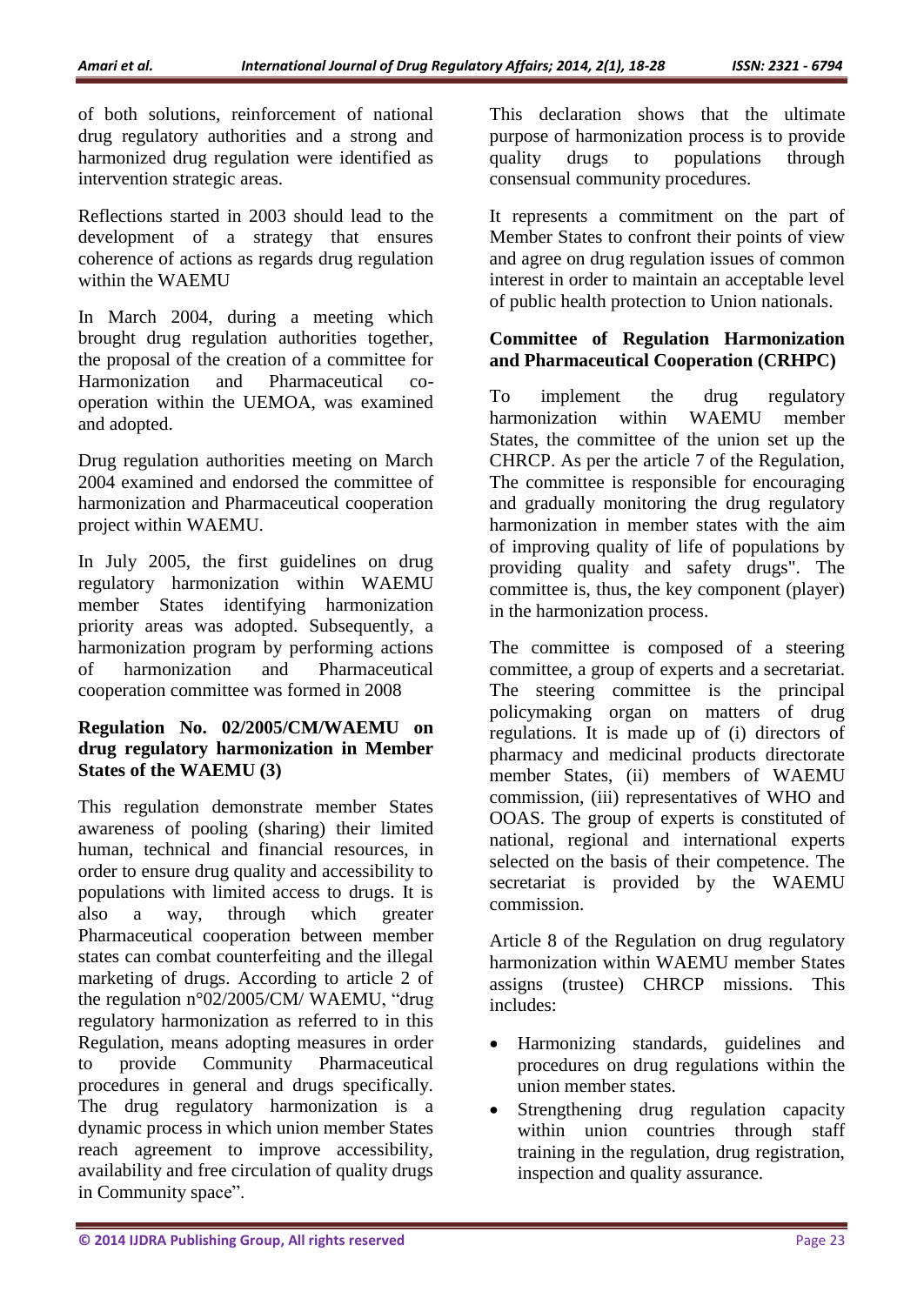of both solutions, reinforcement of national drug regulatory authorities and a strong and harmonized drug regulation were identified as intervention strategic areas.

Reflections started in 2003 should lead to the development of a strategy that ensures coherence of actions as regards drug regulation within the WAEMU

In March 2004, during a meeting which brought drug regulation authorities together, the proposal of the creation of a committee for Harmonization and Pharmaceutical co-operation within the UEMOA, was examined and adopted.

Drug regulation authorities meeting on March 2004 examined and endorsed the committee of harmonization and Pharmaceutical cooperation project within WAEMU.

In July 2005, the first guidelines on drug regulatory harmonization within WAEMU member States identifying harmonization priority areas was adopted. Subsequently, a harmonization program by performing actions of harmonization and Pharmaceutical cooperation committee was formed in 2008

**Regulation No. 02/2005/CM/WAEMU on drug regulatory harmonization in Member States of the WAEMU (3)**

This regulation demonstrate member States awareness of pooling (sharing) their limited human, technical and financial resources, in order to ensure drug quality and accessibility to populations with limited access to drugs. It is also a way, through which greater Pharmaceutical cooperation between member states can combat counterfeiting and the illegal marketing of drugs. According to article 2 of the regulation n°02/2005/CM/ WAEMU, "drug regulatory harmonization as referred to in this Regulation, means adopting measures in order to provide Community Pharmaceutical procedures in general and drugs specifically. The drug regulatory harmonization is a dynamic process in which union member States reach agreement to improve accessibility, availability and free circulation of quality drugs in Community space".

This declaration shows that the ultimate purpose of harmonization process is to provide quality drugs to populations through consensual community procedures.

It represents a commitment on the part of Member States to confront their points of view and agree on drug regulation issues of common interest in order to maintain an acceptable level of public health protection to Union nationals.

**Committee of Regulation Harmonization and Pharmaceutical Cooperation (CRHPC)**

To implement the drug regulatory harmonization within WAEMU member States, the committee of the union set up the CHRCP. As per the article 7 of the Regulation, The committee is responsible for encouraging and gradually monitoring the drug regulatory harmonization in member states with the aim of improving quality of life of populations by providing quality and safety drugs". The committee is, thus, the key component (player) in the harmonization process.

The committee is composed of a steering committee, a group of experts and a secretariat. The steering committee is the principal policymaking organ on matters of drug regulations. It is made up of (i) directors of pharmacy and medicinal products directorate member States, (ii) members of WAEMU commission, (iii) representatives of WHO and OOAS. The group of experts is constituted of national, regional and international experts selected on the basis of their competence. The secretariat is provided by the WAEMU commission.

Article 8 of the Regulation on drug regulatory harmonization within WAEMU member States assigns (trustee) CHRCP missions. This includes:

- Harmonizing standards, guidelines and procedures on drug regulations within the union member states.
- Strengthening drug regulation capacity within union countries through staff training in the regulation, drug registration, inspection and quality assurance.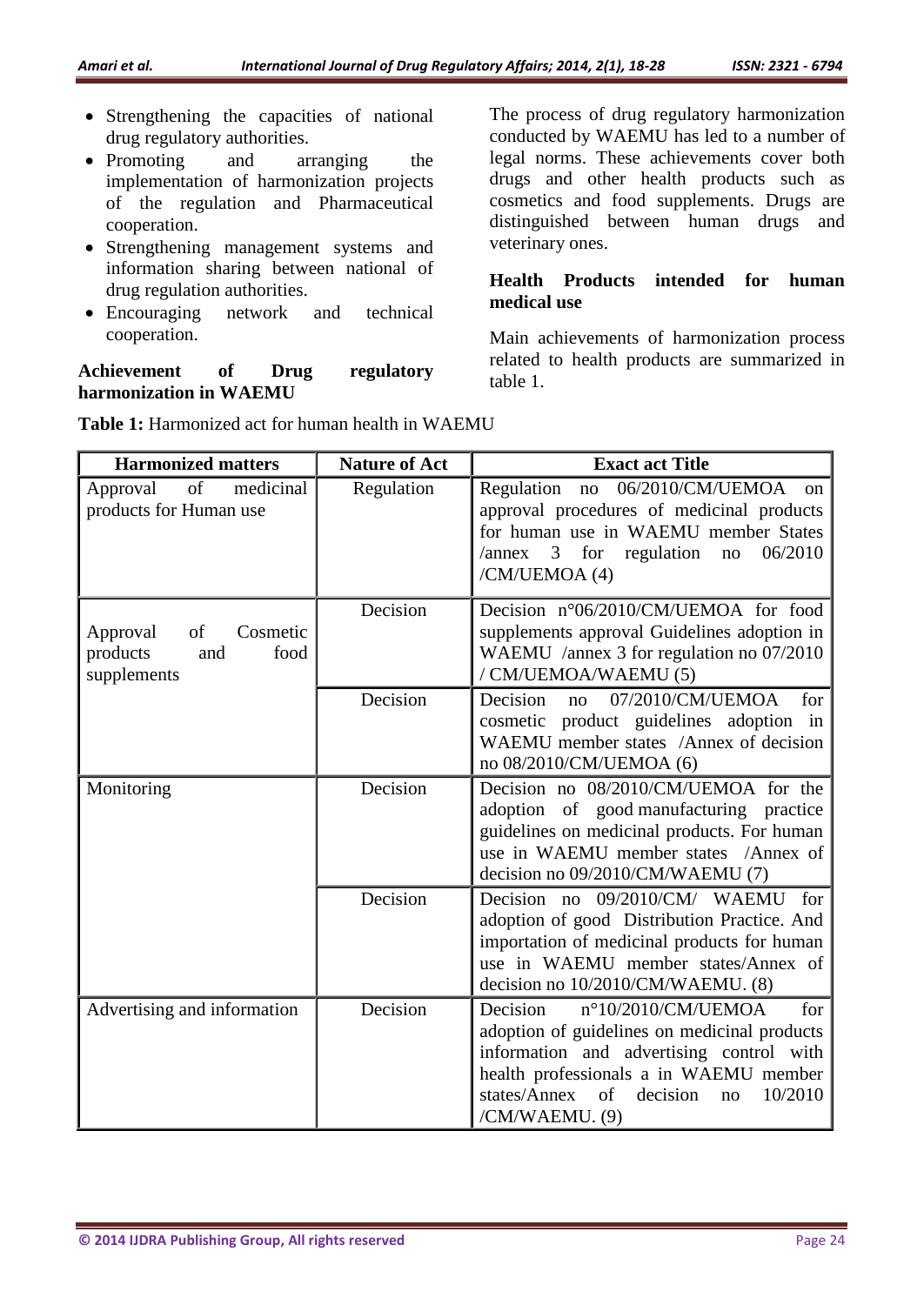- Strengthening the capacities of national drug regulatory authorities.
- Promoting and arranging the implementation of harmonization projects of the regulation and Pharmaceutical cooperation.
- Strengthening management systems and information sharing between national of drug regulation authorities.
- Encouraging network and technical cooperation.

**Achievement of Drug regulatory harmonization in WAEMU**

The process of drug regulatory harmonization conducted by WAEMU has led to a number of legal norms. These achievements cover both drugs and other health products such as cosmetics and food supplements. Drugs are distinguished between human drugs and veterinary ones.

**Health Products intended for human medical use**

Main achievements of harmonization process related to health products are summarized in table 1.

**Table 1:** Harmonized act for human health in WAEMU

| Harmonized matters | Nature of Act | Exact act Title |
|---|---|---|
| Approval of medicinal products for Human use | Regulation | Regulation no 06/2010/CM/UEMOA on approval procedures of medicinal products for human use in WAEMU member States /annex 3 for regulation no 06/2010 /CM/UEMOA (4) |
| Approval of Cosmetic products and food supplements | Decision | Decision n°06/2010/CM/UEMOA for food supplements approval Guidelines adoption in WAEMU /annex 3 for regulation no 07/2010 / CM/UEMOA/WAEMU (5) |
| | Decision | Decision no 07/2010/CM/UEMOA for cosmetic product guidelines adoption in WAEMU member states /Annex of decision no 08/2010/CM/UEMOA (6) |
| Monitoring | Decision | Decision no 08/2010/CM/UEMOA for the adoption of good manufacturing practice guidelines on medicinal products. For human use in WAEMU member states /Annex of decision no 09/2010/CM/WAEMU (7) |
| | Decision | Decision no 09/2010/CM/ WAEMU for adoption of good Distribution Practice. And importation of medicinal products for human use in WAEMU member states/Annex of decision no 10/2010/CM/WAEMU. (8) |
| Advertising and information | Decision | Decision n°10/2010/CM/UEMOA for adoption of guidelines on medicinal products information and advertising control with health professionals a in WAEMU member states/Annex of decision no 10/2010 /CM/WAEMU. (9) |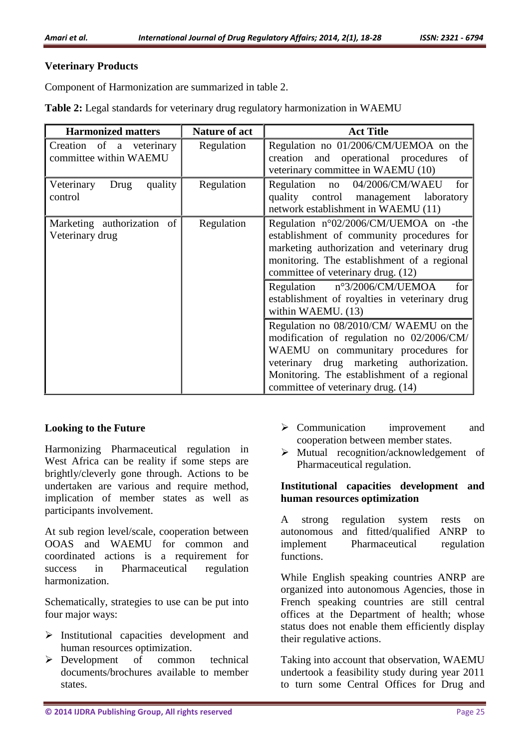### Veterinary Products

Component of Harmonization are summarized in table 2.

**Table 2:** Legal standards for veterinary drug regulatory harmonization in WAEMU

| Harmonized matters | Nature of act | Act Title |
|---|---|---|
| Creation of a veterinary committee within WAEMU | Regulation | Regulation no 01/2006/CM/UEMOA on the creation and operational procedures of veterinary committee in WAEMU (10) |
| Veterinary Drug quality control | Regulation | Regulation no 04/2006/CM/WAEU for quality control management laboratory network establishment in WAEMU (11) |
| Marketing authorization of Veterinary drug | Regulation | Regulation n°02/2006/CM/UEMOA on -the establishment of community procedures for marketing authorization and veterinary drug monitoring. The establishment of a regional committee of veterinary drug. (12) |
| | | Regulation n°3/2006/CM/UEMOA for establishment of royalties in veterinary drug within WAEMU. (13) |
| | | Regulation no 08/2010/CM/ WAEMU on the modification of regulation no 02/2006/CM/ WAEMU on communitary procedures for veterinary drug marketing authorization. Monitoring. The establishment of a regional committee of veterinary drug. (14) |

### Looking to the Future

Harmonizing Pharmaceutical regulation in West Africa can be reality if some steps are brightly/cleverly gone through. Actions to be undertaken are various and require method, implication of member states as well as participants involvement.

At sub region level/scale, cooperation between OOAS and WAEMU for common and coordinated actions is a requirement for success in Pharmaceutical regulation harmonization.

Schematically, strategies to use can be put into four major ways:

- Institutional capacities development and human resources optimization.
- Development of common technical documents/brochures available to member states.
- Communication improvement and cooperation between member states.
- Mutual recognition/acknowledgement of Pharmaceutical regulation.

### Institutional capacities development and human resources optimization

A strong regulation system rests on autonomous and fitted/qualified ANRP to implement Pharmaceutical regulation functions.

While English speaking countries ANRP are organized into autonomous Agencies, those in French speaking countries are still central offices at the Department of health; whose status does not enable them efficiently display their regulative actions.

Taking into account that observation, WAEMU undertook a feasibility study during year 2011 to turn some Central Offices for Drug and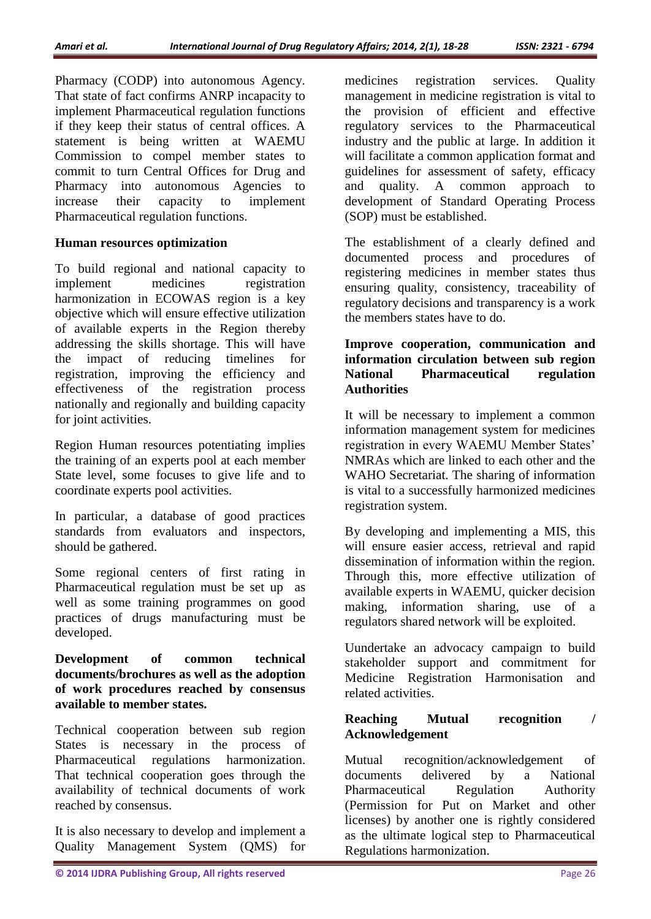Pharmacy (CODP) into autonomous Agency. That state of fact confirms ANRP incapacity to implement Pharmaceutical regulation functions if they keep their status of central offices. A statement is being written at WAEMU Commission to compel member states to commit to turn Central Offices for Drug and Pharmacy into autonomous Agencies to increase their capacity to implement Pharmaceutical regulation functions.

**Human resources optimization**

To build regional and national capacity to implement medicines registration harmonization in ECOWAS region is a key objective which will ensure effective utilization of available experts in the Region thereby addressing the skills shortage. This will have the impact of reducing timelines for registration, improving the efficiency and effectiveness of the registration process nationally and regionally and building capacity for joint activities.

Region Human resources potentiating implies the training of an experts pool at each member State level, some focuses to give life and to coordinate experts pool activities.

In particular, a database of good practices standards from evaluators and inspectors, should be gathered.

Some regional centers of first rating in Pharmaceutical regulation must be set up as well as some training programmes on good practices of drugs manufacturing must be developed.

**Development of common technical documents/brochures as well as the adoption of work procedures reached by consensus available to member states.**

Technical cooperation between sub region States is necessary in the process of Pharmaceutical regulations harmonization. That technical cooperation goes through the availability of technical documents of work reached by consensus.

It is also necessary to develop and implement a Quality Management System (QMS) for medicines registration services. Quality management in medicine registration is vital to the provision of efficient and effective regulatory services to the Pharmaceutical industry and the public at large. In addition it will facilitate a common application format and guidelines for assessment of safety, efficacy and quality. A common approach to development of Standard Operating Process (SOP) must be established.

The establishment of a clearly defined and documented process and procedures of registering medicines in member states thus ensuring quality, consistency, traceability of regulatory decisions and transparency is a work the members states have to do.

**Improve cooperation, communication and information circulation between sub region National Pharmaceutical regulation Authorities**

It will be necessary to implement a common information management system for medicines registration in every WAEMU Member States' NMRAs which are linked to each other and the WAHO Secretariat. The sharing of information is vital to a successfully harmonized medicines registration system.

By developing and implementing a MIS, this will ensure easier access, retrieval and rapid dissemination of information within the region. Through this, more effective utilization of available experts in WAEMU, quicker decision making, information sharing, use of a regulators shared network will be exploited.

Uundertake an advocacy campaign to build stakeholder support and commitment for Medicine Registration Harmonisation and related activities.

**Reaching Mutual recognition / Acknowledgement**

Mutual recognition/acknowledgement of documents delivered by a National Pharmaceutical Regulation Authority (Permission for Put on Market and other licenses) by another one is rightly considered as the ultimate logical step to Pharmaceutical Regulations harmonization.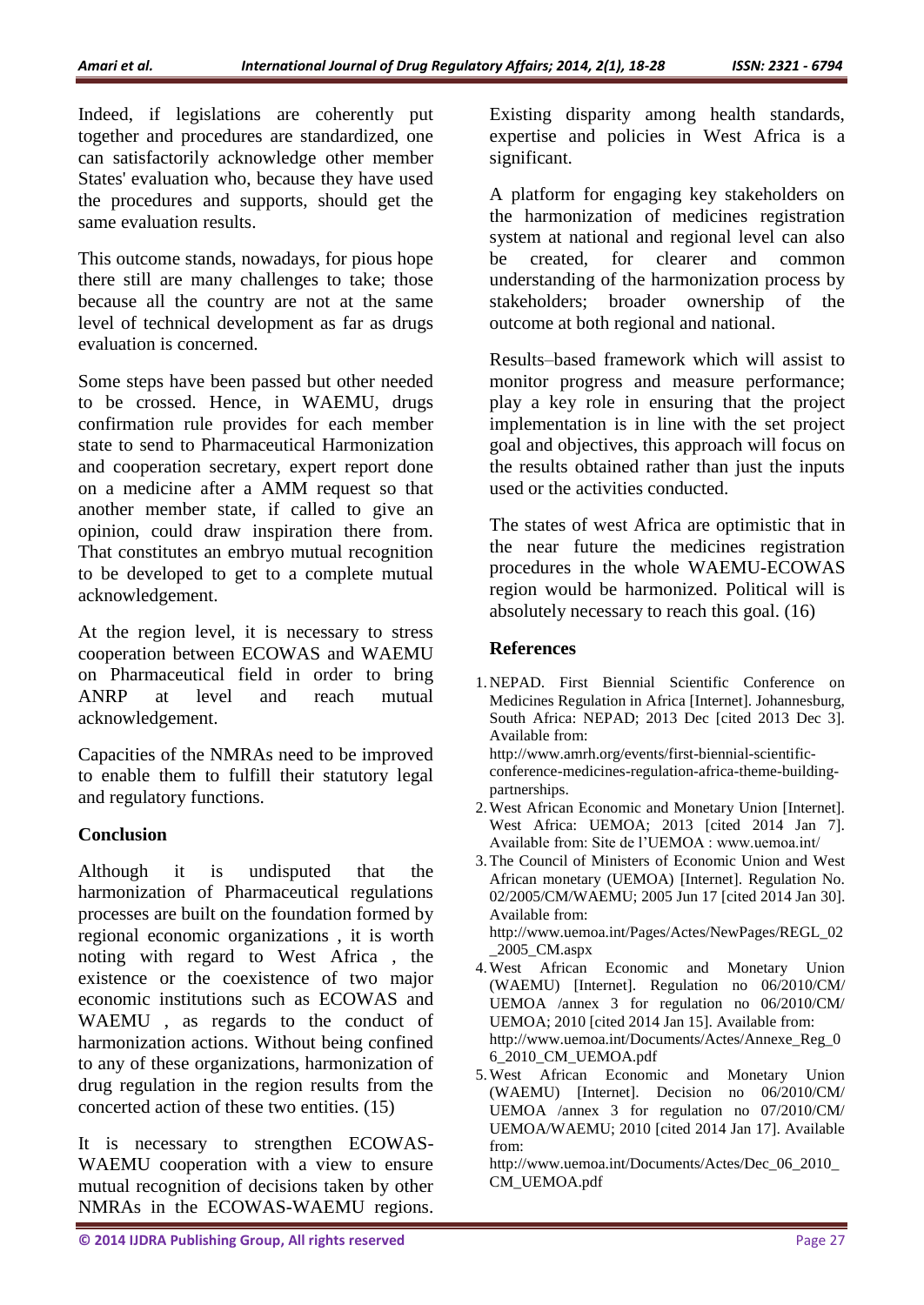Indeed, if legislations are coherently put together and procedures are standardized, one can satisfactorily acknowledge other member States' evaluation who, because they have used the procedures and supports, should get the same evaluation results.

This outcome stands, nowadays, for pious hope there still are many challenges to take; those because all the country are not at the same level of technical development as far as drugs evaluation is concerned.

Some steps have been passed but other needed to be crossed. Hence, in WAEMU, drugs confirmation rule provides for each member state to send to Pharmaceutical Harmonization and cooperation secretary, expert report done on a medicine after a AMM request so that another member state, if called to give an opinion, could draw inspiration there from. That constitutes an embryo mutual recognition to be developed to get to a complete mutual acknowledgement.

At the region level, it is necessary to stress cooperation between ECOWAS and WAEMU on Pharmaceutical field in order to bring ANRP at level and reach mutual acknowledgement.

Capacities of the NMRAs need to be improved to enable them to fulfill their statutory legal and regulatory functions.

## Conclusion

Although it is undisputed that the harmonization of Pharmaceutical regulations processes are built on the foundation formed by regional economic organizations , it is worth noting with regard to West Africa , the existence or the coexistence of two major economic institutions such as ECOWAS and WAEMU , as regards to the conduct of harmonization actions. Without being confined to any of these organizations, harmonization of drug regulation in the region results from the concerted action of these two entities. (15)

It is necessary to strengthen ECOWAS-WAEMU cooperation with a view to ensure mutual recognition of decisions taken by other NMRAs in the ECOWAS-WAEMU regions. Existing disparity among health standards, expertise and policies in West Africa is a significant.

A platform for engaging key stakeholders on the harmonization of medicines registration system at national and regional level can also be created, for clearer and common understanding of the harmonization process by stakeholders; broader ownership of the outcome at both regional and national.

Results–based framework which will assist to monitor progress and measure performance; play a key role in ensuring that the project implementation is in line with the set project goal and objectives, this approach will focus on the results obtained rather than just the inputs used or the activities conducted.

The states of west Africa are optimistic that in the near future the medicines registration procedures in the whole WAEMU-ECOWAS region would be harmonized. Political will is absolutely necessary to reach this goal. (16)

## References

1. NEPAD. First Biennial Scientific Conference on Medicines Regulation in Africa [Internet]. Johannesburg, South Africa: NEPAD; 2013 Dec [cited 2013 Dec 3]. Available from: http://www.amrh.org/events/first-biennial-scientific-conference-medicines-regulation-africa-theme-building-partnerships.
2. West African Economic and Monetary Union [Internet]. West Africa: UEMOA; 2013 [cited 2014 Jan 7]. Available from: Site de l'UEMOA : www.uemoa.int/
3. The Council of Ministers of Economic Union and West African monetary (UEMOA) [Internet]. Regulation No. 02/2005/CM/WAEMU; 2005 Jun 17 [cited 2014 Jan 30]. Available from: http://www.uemoa.int/Pages/Actes/NewPages/REGL_02_2005_CM.aspx
4. West African Economic and Monetary Union (WAEMU) [Internet]. Regulation no 06/2010/CM/ UEMOA /annex 3 for regulation no 06/2010/CM/ UEMOA; 2010 [cited 2014 Jan 15]. Available from: http://www.uemoa.int/Documents/Actes/Annexe_Reg_06_2010_CM_UEMOA.pdf
5. West African Economic and Monetary Union (WAEMU) [Internet]. Decision no 06/2010/CM/ UEMOA /annex 3 for regulation no 07/2010/CM/ UEMOA/WAEMU; 2010 [cited 2014 Jan 17]. Available from: http://www.uemoa.int/Documents/Actes/Dec_06_2010_CM_UEMOA.pdf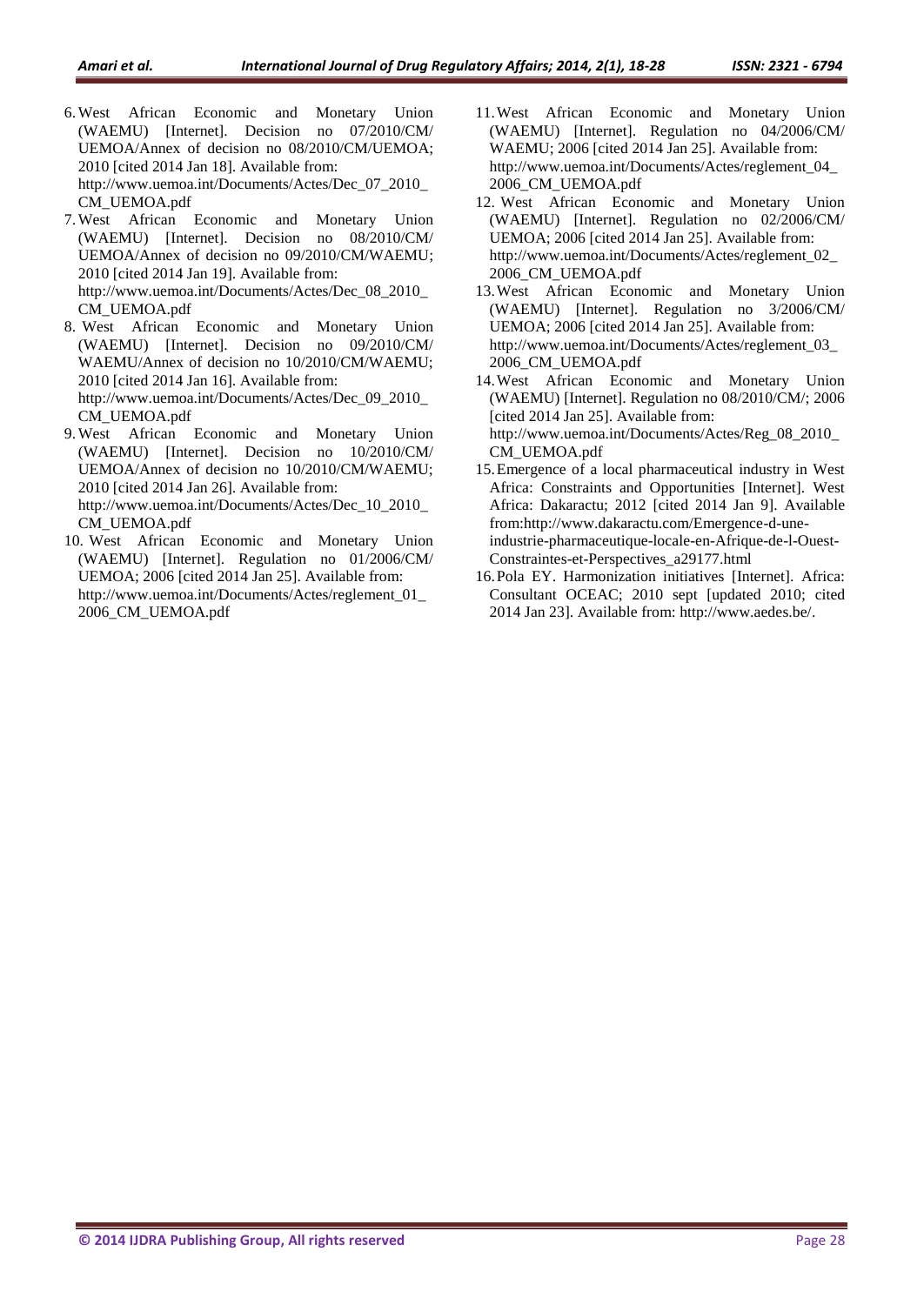6. West African Economic and Monetary Union (WAEMU) [Internet]. Decision no 07/2010/CM/ UEMOA/Annex of decision no 08/2010/CM/UEMOA; 2010 [cited 2014 Jan 18]. Available from: http://www.uemoa.int/Documents/Actes/Dec_07_2010_CM_UEMOA.pdf
7. West African Economic and Monetary Union (WAEMU) [Internet]. Decision no 08/2010/CM/ UEMOA/Annex of decision no 09/2010/CM/WAEMU; 2010 [cited 2014 Jan 19]. Available from: http://www.uemoa.int/Documents/Actes/Dec_08_2010_CM_UEMOA.pdf
8. West African Economic and Monetary Union (WAEMU) [Internet]. Decision no 09/2010/CM/ WAEMU/Annex of decision no 10/2010/CM/WAEMU; 2010 [cited 2014 Jan 16]. Available from: http://www.uemoa.int/Documents/Actes/Dec_09_2010_CM_UEMOA.pdf
9. West African Economic and Monetary Union (WAEMU) [Internet]. Decision no 10/2010/CM/ UEMOA/Annex of decision no 10/2010/CM/WAEMU; 2010 [cited 2014 Jan 26]. Available from: http://www.uemoa.int/Documents/Actes/Dec_10_2010_CM_UEMOA.pdf
10. West African Economic and Monetary Union (WAEMU) [Internet]. Regulation no 01/2006/CM/ UEMOA; 2006 [cited 2014 Jan 25]. Available from: http://www.uemoa.int/Documents/Actes/reglement_01_2006_CM_UEMOA.pdf
11. West African Economic and Monetary Union (WAEMU) [Internet]. Regulation no 04/2006/CM/ WAEMU; 2006 [cited 2014 Jan 25]. Available from: http://www.uemoa.int/Documents/Actes/reglement_04_2006_CM_UEMOA.pdf
12. West African Economic and Monetary Union (WAEMU) [Internet]. Regulation no 02/2006/CM/ UEMOA; 2006 [cited 2014 Jan 25]. Available from: http://www.uemoa.int/Documents/Actes/reglement_02_2006_CM_UEMOA.pdf
13. West African Economic and Monetary Union (WAEMU) [Internet]. Regulation no 3/2006/CM/ UEMOA; 2006 [cited 2014 Jan 25]. Available from: http://www.uemoa.int/Documents/Actes/reglement_03_2006_CM_UEMOA.pdf
14. West African Economic and Monetary Union (WAEMU) [Internet]. Regulation no 08/2010/CM/; 2006 [cited 2014 Jan 25]. Available from: http://www.uemoa.int/Documents/Actes/Reg_08_2010_CM_UEMOA.pdf
15. Emergence of a local pharmaceutical industry in West Africa: Constraints and Opportunities [Internet]. West Africa: Dakaractu; 2012 [cited 2014 Jan 9]. Available from:http://www.dakaractu.com/Emergence-d-une-industrie-pharmaceutique-locale-en-Afrique-de-l-Ouest-Constraintes-et-Perspectives_a29177.html
16. Pola EY. Harmonization initiatives [Internet]. Africa: Consultant OCEAC; 2010 sept [updated 2010; cited 2014 Jan 23]. Available from: http://www.aedes.be/.